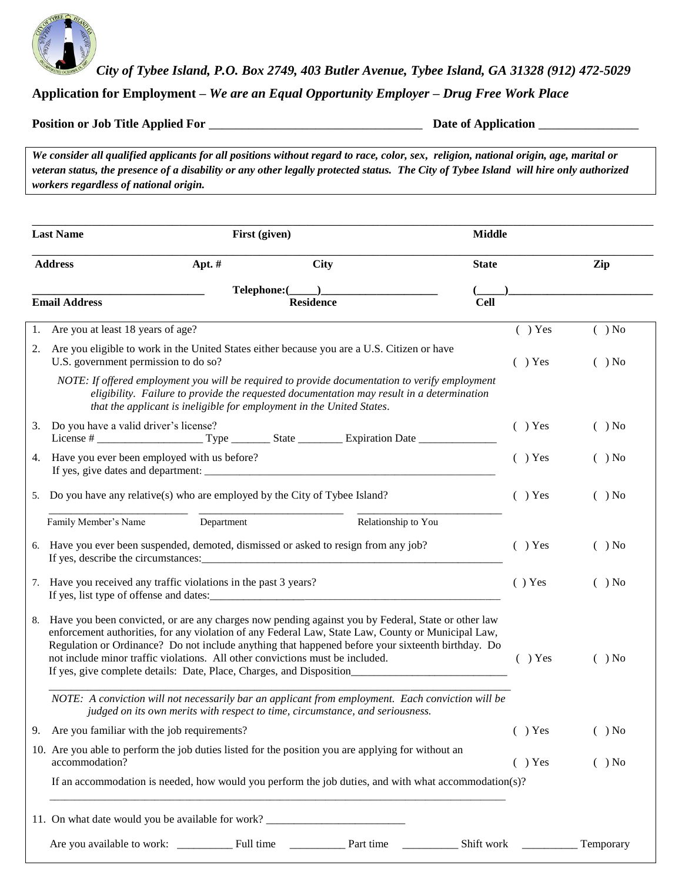*City of Tybee Island, P.O. Box 2749, 403 Butler Avenue, Tybee Island, GA 31328 (912) 472-5029*

**Application for Employment –** ***We are an Equal Opportunity Employer – Drug Free Work Place***

**Position or Job Title Applied For** ___________________________________ **Date of Application** ________________

***We consider all qualified applicants for all positions without regard to race, color, sex, religion, national origin, age, marital or veteran status, the presence of a disability or any other legally protected status. The City of Tybee Island will hire only authorized workers regardless of national origin.***

____________________________________________________________________________________________

**Last Name** **First (given)** **Middle**

____________________________________________________________________________________________

**Address** **Apt. #** **City** **State** **Zip**

______________________________ **Telephone:(_____)_____________________ (_____)__________________________**

**Email Address** **Residence** **Cell**

| | | | |
|---|---|---|---|
| 1. | Are you at least 18 years of age? | ( ) Yes | ( ) No |
| 2. | Are you eligible to work in the United States either because you are a U.S. Citizen or have U.S. government permission to do so? | ( ) Yes | ( ) No |
| | *NOTE: If offered employment you will be required to provide documentation to verify employment eligibility. Failure to provide the requested documentation may result in a determination that the applicant is ineligible for employment in the United States.* | | |
| 3. | Do you have a valid driver's license?<br>License # __________________ Type _______ State ________ Expiration Date ______________ | ( ) Yes | ( ) No |
| 4. | Have you ever been employed with us before?<br>If yes, give dates and department: ______________________________________________________ | ( ) Yes | ( ) No |
| 5. | Do you have any relative(s) who are employed by the City of Tybee Island?<br>________________________ ________________________ ________________________<br>Family Member's Name Department Relationship to You | ( ) Yes | ( ) No |
| 6. | Have you ever been suspended, demoted, dismissed or asked to resign from any job?<br>If yes, describe the circumstances:_______________________________________________________ | ( ) Yes | ( ) No |
| 7. | Have you received any traffic violations in the past 3 years?<br>If yes, list type of offense and dates:____________________________________________________ | ( ) Yes | ( ) No |
| 8. | Have you been convicted, or are any charges now pending against you by Federal, State or other law enforcement authorities, for any violation of any Federal Law, State Law, County or Municipal Law, Regulation or Ordinance? Do not include anything that happened before your sixteenth birthday. Do not include minor traffic violations. All other convictions must be included.<br>If yes, give complete details: Date, Place, Charges, and Disposition___________________________<br>________________________________________________________________________________ | ( ) Yes | ( ) No |
| | *NOTE: A conviction will not necessarily bar an applicant from employment. Each conviction will be judged on its own merits with respect to time, circumstance, and seriousness.* | | |
| 9. | Are you familiar with the job requirements? | ( ) Yes | ( ) No |
| 10. | Are you able to perform the job duties listed for the position you are applying for without an accommodation? | ( ) Yes | ( ) No |
| | If an accommodation is needed, how would you perform the job duties, and with what accommodation(s)?<br>________________________________________________________________________________ | | |
| 11. | On what date would you be available for work? ________________________ | | |
| | Are you available to work: __________ Full time __________ Part time __________ Shift work __________ Temporary | | |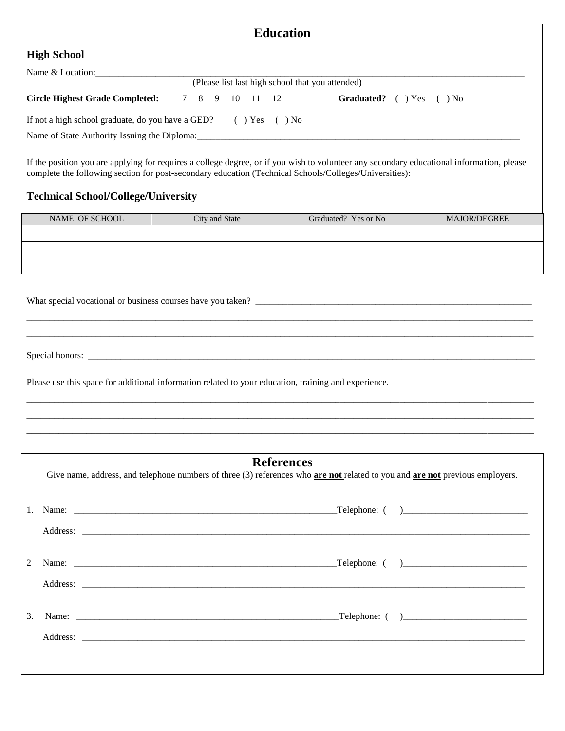# Education

## High School

Name & Location:\_\_\_\_\_\_\_\_\_\_\_\_\_\_\_\_\_\_\_\_\_\_\_\_\_\_\_\_\_\_\_\_\_\_\_\_\_\_\_\_\_\_\_\_\_\_\_\_\_\_\_\_\_\_\_\_\_\_\_\_\_\_\_\_\_\_\_\_\_\_\_\_\_\_\_\_

(Please list last high school that you attended)

**Circle Highest Grade Completed:** 7 8 9 10 11 12 **Graduated?** ( ) Yes ( ) No

If not a high school graduate, do you have a GED? ( ) Yes ( ) No

Name of State Authority Issuing the Diploma:\_\_\_\_\_\_\_\_\_\_\_\_\_\_\_\_\_\_\_\_\_\_\_\_\_\_\_\_\_\_\_\_\_\_\_\_\_\_\_\_\_\_\_\_\_\_\_\_\_\_\_\_\_\_\_\_\_\_\_\_

If the position you are applying for requires a college degree, or if you wish to volunteer any secondary educational information, please complete the following section for post-secondary education (Technical Schools/Colleges/Universities):

## Technical School/College/University

| NAME OF SCHOOL | City and State | Graduated? Yes or No | MAJOR/DEGREE |
|---|---|---|---|
| | | | |
| | | | |
| | | | |

What special vocational or business courses have you taken? \_\_\_\_\_\_\_\_\_\_\_\_\_\_\_\_\_\_\_\_\_\_\_\_\_\_\_\_\_\_\_\_\_\_\_\_\_\_\_\_\_\_\_\_\_\_\_\_\_\_\_\_\_\_\_\_

\_\_\_\_\_\_\_\_\_\_\_\_\_\_\_\_\_\_\_\_\_\_\_\_\_\_\_\_\_\_\_\_\_\_\_\_\_\_\_\_\_\_\_\_\_\_\_\_\_\_\_\_\_\_\_\_\_\_\_\_\_\_\_\_\_\_\_\_\_\_\_\_\_\_\_\_\_\_\_\_\_\_\_\_\_\_\_\_\_\_\_\_\_\_\_\_\_\_\_\_

\_\_\_\_\_\_\_\_\_\_\_\_\_\_\_\_\_\_\_\_\_\_\_\_\_\_\_\_\_\_\_\_\_\_\_\_\_\_\_\_\_\_\_\_\_\_\_\_\_\_\_\_\_\_\_\_\_\_\_\_\_\_\_\_\_\_\_\_\_\_\_\_\_\_\_\_\_\_\_\_\_\_\_\_\_\_\_\_\_\_\_\_\_\_\_\_\_\_\_\_

Special honors: \_\_\_\_\_\_\_\_\_\_\_\_\_\_\_\_\_\_\_\_\_\_\_\_\_\_\_\_\_\_\_\_\_\_\_\_\_\_\_\_\_\_\_\_\_\_\_\_\_\_\_\_\_\_\_\_\_\_\_\_\_\_\_\_\_\_\_\_\_\_\_\_\_\_\_\_\_\_\_\_\_\_\_\_\_\_\_

Please use this space for additional information related to your education, training and experience.

\_\_\_\_\_\_\_\_\_\_\_\_\_\_\_\_\_\_\_\_\_\_\_\_\_\_\_\_\_\_\_\_\_\_\_\_\_\_\_\_\_\_\_\_\_\_\_\_\_\_\_\_\_\_\_\_\_\_\_\_\_\_\_\_\_\_\_\_\_\_\_\_\_\_\_\_\_\_\_\_\_\_\_\_\_\_\_\_\_\_\_\_\_\_\_\_\_\_\_\_

\_\_\_\_\_\_\_\_\_\_\_\_\_\_\_\_\_\_\_\_\_\_\_\_\_\_\_\_\_\_\_\_\_\_\_\_\_\_\_\_\_\_\_\_\_\_\_\_\_\_\_\_\_\_\_\_\_\_\_\_\_\_\_\_\_\_\_\_\_\_\_\_\_\_\_\_\_\_\_\_\_\_\_\_\_\_\_\_\_\_\_\_\_\_\_\_\_\_\_\_

\_\_\_\_\_\_\_\_\_\_\_\_\_\_\_\_\_\_\_\_\_\_\_\_\_\_\_\_\_\_\_\_\_\_\_\_\_\_\_\_\_\_\_\_\_\_\_\_\_\_\_\_\_\_\_\_\_\_\_\_\_\_\_\_\_\_\_\_\_\_\_\_\_\_\_\_\_\_\_\_\_\_\_\_\_\_\_\_\_\_\_\_\_\_\_\_\_\_\_\_

# References

Give name, address, and telephone numbers of three (3) references who **are not** related to you and **are not** previous employers.

1. Name: \_\_\_\_\_\_\_\_\_\_\_\_\_\_\_\_\_\_\_\_\_\_\_\_\_\_\_\_\_\_\_\_\_\_\_\_\_\_\_\_\_\_\_\_\_\_\_\_\_\_\_\_\_\_\_\_\_\_Telephone: ( )\_\_\_\_\_\_\_\_\_\_\_\_\_\_\_\_\_\_\_\_\_\_\_\_\_\_\_

   Address: \_\_\_\_\_\_\_\_\_\_\_\_\_\_\_\_\_\_\_\_\_\_\_\_\_\_\_\_\_\_\_\_\_\_\_\_\_\_\_\_\_\_\_\_\_\_\_\_\_\_\_\_\_\_\_\_\_\_\_\_\_\_\_\_\_\_\_\_\_\_\_\_\_\_\_\_\_\_\_\_\_\_\_\_\_\_\_\_\_\_\_\_\_

2. Name: \_\_\_\_\_\_\_\_\_\_\_\_\_\_\_\_\_\_\_\_\_\_\_\_\_\_\_\_\_\_\_\_\_\_\_\_\_\_\_\_\_\_\_\_\_\_\_\_\_\_\_\_\_\_\_\_\_\_Telephone: ( )\_\_\_\_\_\_\_\_\_\_\_\_\_\_\_\_\_\_\_\_\_\_\_\_\_\_\_

   Address: \_\_\_\_\_\_\_\_\_\_\_\_\_\_\_\_\_\_\_\_\_\_\_\_\_\_\_\_\_\_\_\_\_\_\_\_\_\_\_\_\_\_\_\_\_\_\_\_\_\_\_\_\_\_\_\_\_\_\_\_\_\_\_\_\_\_\_\_\_\_\_\_\_\_\_\_\_\_\_\_\_\_\_\_\_\_\_\_\_\_\_\_

3. Name: \_\_\_\_\_\_\_\_\_\_\_\_\_\_\_\_\_\_\_\_\_\_\_\_\_\_\_\_\_\_\_\_\_\_\_\_\_\_\_\_\_\_\_\_\_\_\_\_\_\_\_\_\_\_\_\_\_\_Telephone: ( )\_\_\_\_\_\_\_\_\_\_\_\_\_\_\_\_\_\_\_\_\_\_\_\_\_\_\_

   Address: \_\_\_\_\_\_\_\_\_\_\_\_\_\_\_\_\_\_\_\_\_\_\_\_\_\_\_\_\_\_\_\_\_\_\_\_\_\_\_\_\_\_\_\_\_\_\_\_\_\_\_\_\_\_\_\_\_\_\_\_\_\_\_\_\_\_\_\_\_\_\_\_\_\_\_\_\_\_\_\_\_\_\_\_\_\_\_\_\_\_\_\_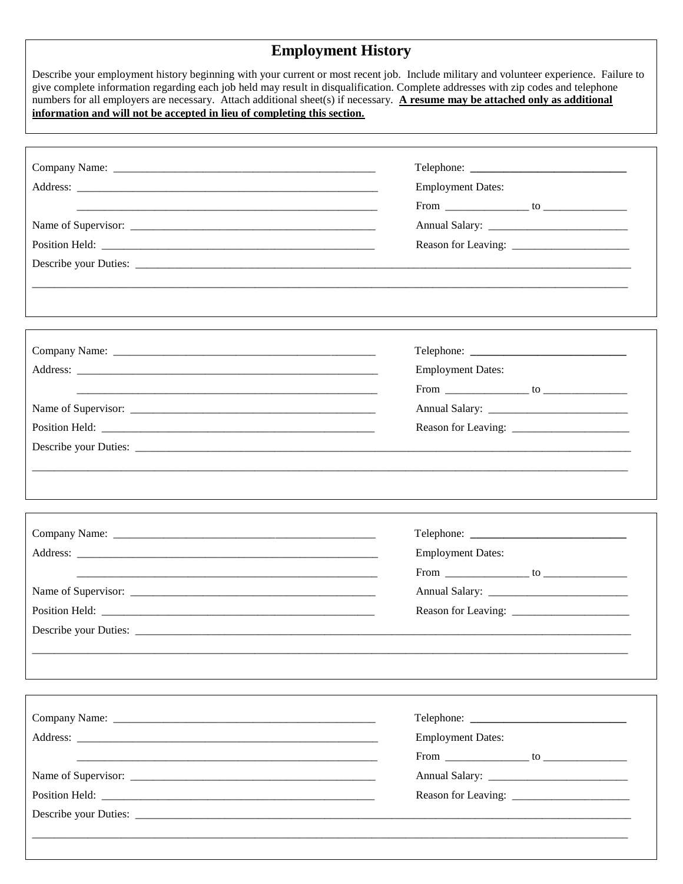# Employment History

Describe your employment history beginning with your current or most recent job. Include military and volunteer experience. Failure to give complete information regarding each job held may result in disqualification. Complete addresses with zip codes and telephone numbers for all employers are necessary. Attach additional sheet(s) if necessary. **A resume may be attached only as additional information and will not be accepted in lieu of completing this section.**

---

Company Name: ______________________________________________ Telephone: ___________________________

Address: _____________________________________________________ Employment Dates:

_____________________________________________________ From _______________ to _______________

Name of Supervisor: ____________________________________________ Annual Salary: _________________________

Position Held: _______________________________________________ Reason for Leaving: _____________________

Describe your Duties: __________________________________________________________________________________________

_____________________________________________________________________________________________________________

---

Company Name: ______________________________________________ Telephone: ___________________________

Address: _____________________________________________________ Employment Dates:

_____________________________________________________ From _______________ to _______________

Name of Supervisor: ____________________________________________ Annual Salary: _________________________

Position Held: _______________________________________________ Reason for Leaving: _____________________

Describe your Duties: __________________________________________________________________________________________

_____________________________________________________________________________________________________________

---

Company Name: ______________________________________________ Telephone: ___________________________

Address: _____________________________________________________ Employment Dates:

_____________________________________________________ From _______________ to _______________

Name of Supervisor: ____________________________________________ Annual Salary: _________________________

Position Held: _______________________________________________ Reason for Leaving: _____________________

Describe your Duties: __________________________________________________________________________________________

_____________________________________________________________________________________________________________

---

Company Name: ______________________________________________ Telephone: ___________________________

Address: _____________________________________________________ Employment Dates:

_____________________________________________________ From _______________ to _______________

Name of Supervisor: ____________________________________________ Annual Salary: _________________________

Position Held: _______________________________________________ Reason for Leaving: _____________________

Describe your Duties: __________________________________________________________________________________________

_____________________________________________________________________________________________________________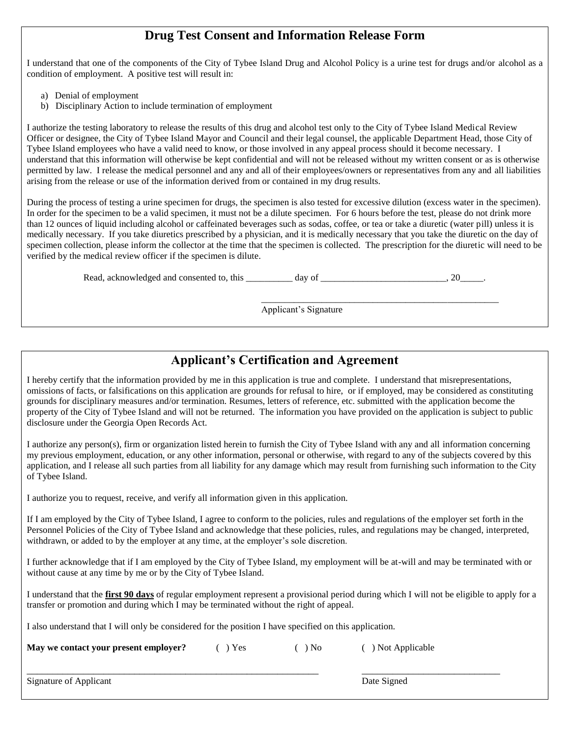## Drug Test Consent and Information Release Form

I understand that one of the components of the City of Tybee Island Drug and Alcohol Policy is a urine test for drugs and/or alcohol as a condition of employment. A positive test will result in:

a) Denial of employment
b) Disciplinary Action to include termination of employment

I authorize the testing laboratory to release the results of this drug and alcohol test only to the City of Tybee Island Medical Review Officer or designee, the City of Tybee Island Mayor and Council and their legal counsel, the applicable Department Head, those City of Tybee Island employees who have a valid need to know, or those involved in any appeal process should it become necessary. I understand that this information will otherwise be kept confidential and will not be released without my written consent or as is otherwise permitted by law. I release the medical personnel and any and all of their employees/owners or representatives from any and all liabilities arising from the release or use of the information derived from or contained in my drug results.

During the process of testing a urine specimen for drugs, the specimen is also tested for excessive dilution (excess water in the specimen). In order for the specimen to be a valid specimen, it must not be a dilute specimen. For 6 hours before the test, please do not drink more than 12 ounces of liquid including alcohol or caffeinated beverages such as sodas, coffee, or tea or take a diuretic (water pill) unless it is medically necessary. If you take diuretics prescribed by a physician, and it is medically necessary that you take the diuretic on the day of specimen collection, please inform the collector at the time that the specimen is collected. The prescription for the diuretic will need to be verified by the medical review officer if the specimen is dilute.

Read, acknowledged and consented to, this __________ day of ___________________________, 20_____.

_____________________________________________________
Applicant's Signature

## Applicant's Certification and Agreement

I hereby certify that the information provided by me in this application is true and complete. I understand that misrepresentations, omissions of facts, or falsifications on this application are grounds for refusal to hire, or if employed, may be considered as constituting grounds for disciplinary measures and/or termination. Resumes, letters of reference, etc. submitted with the application become the property of the City of Tybee Island and will not be returned. The information you have provided on the application is subject to public disclosure under the Georgia Open Records Act.

I authorize any person(s), firm or organization listed herein to furnish the City of Tybee Island with any and all information concerning my previous employment, education, or any other information, personal or otherwise, with regard to any of the subjects covered by this application, and I release all such parties from all liability for any damage which may result from furnishing such information to the City of Tybee Island.

I authorize you to request, receive, and verify all information given in this application.

If I am employed by the City of Tybee Island, I agree to conform to the policies, rules and regulations of the employer set forth in the Personnel Policies of the City of Tybee Island and acknowledge that these policies, rules, and regulations may be changed, interpreted, withdrawn, or added to by the employer at any time, at the employer's sole discretion.

I further acknowledge that if I am employed by the City of Tybee Island, my employment will be at-will and may be terminated with or without cause at any time by me or by the City of Tybee Island.

I understand that the **first 90 days** of regular employment represent a provisional period during which I will not be eligible to apply for a transfer or promotion and during which I may be terminated without the right of appeal.

I also understand that I will only be considered for the position I have specified on this application.

**May we contact your present employer?** ( ) Yes ( ) No ( ) Not Applicable

_________________________________________________________________ ______________________________
Signature of Applicant Date Signed